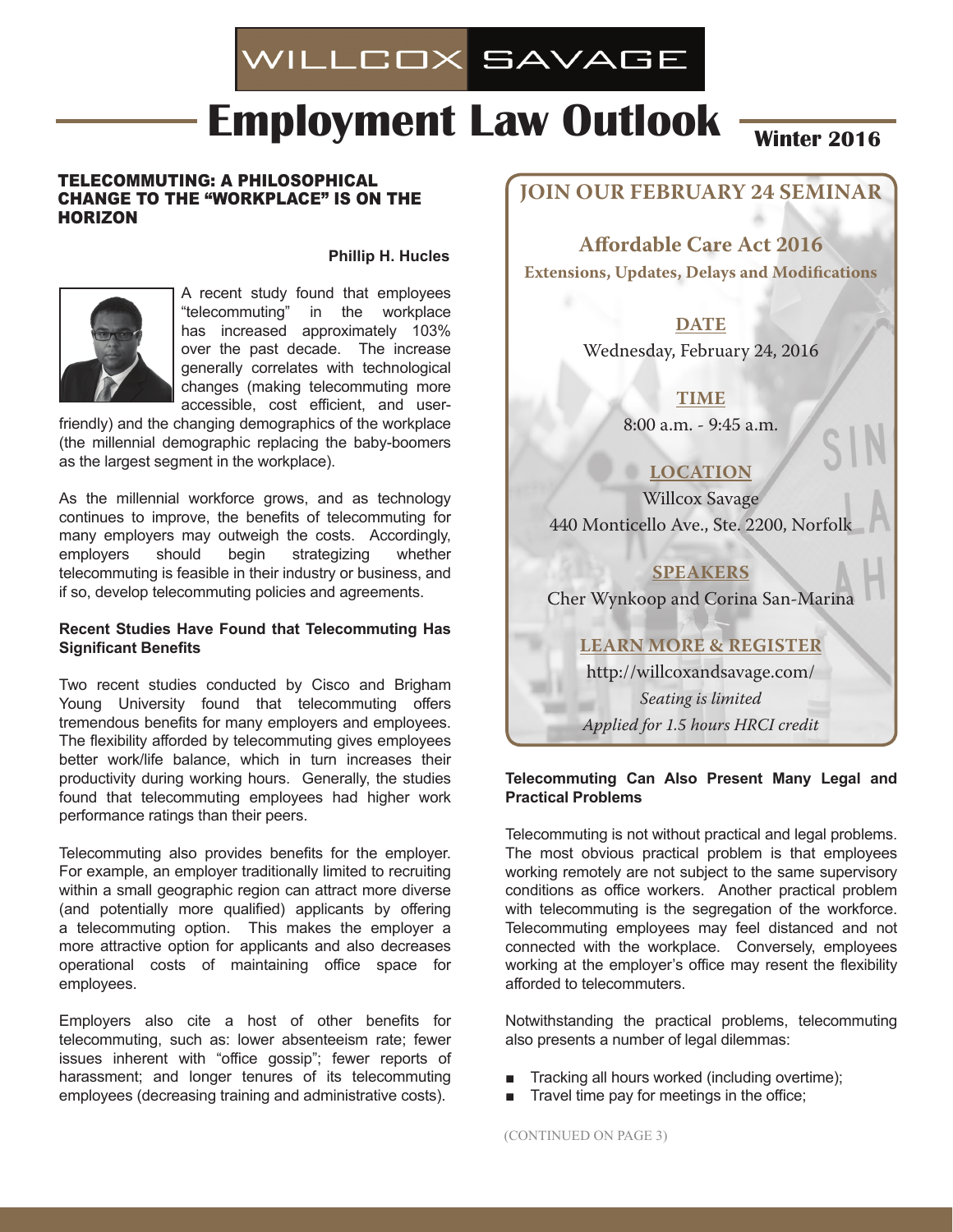# WILLCOX SAVAGE

# Employment Law Outlook

**Winter 2016**

## TELECOMMUTING: A PHILOSOPHICAL CHANGE TO THE "WORKPLACE" IS ON THE HORIZON

**Phillip H. Hucles**

A recent study found that employees "telecommuting" in the workplace has increased approximately 103% over the past decade. The increase generally correlates with technological changes (making telecommuting more accessible, cost efficient, and user-friendly) and the changing demographics of the workplace (the millennial demographic replacing the baby-boomers as the largest segment in the workplace).

As the millennial workforce grows, and as technology continues to improve, the benefits of telecommuting for many employers may outweigh the costs. Accordingly, employers should begin strategizing whether telecommuting is feasible in their industry or business, and if so, develop telecommuting policies and agreements.

### Recent Studies Have Found that Telecommuting Has Significant Benefits

Two recent studies conducted by Cisco and Brigham Young University found that telecommuting offers tremendous benefits for many employers and employees. The flexibility afforded by telecommuting gives employees better work/life balance, which in turn increases their productivity during working hours. Generally, the studies found that telecommuting employees had higher work performance ratings than their peers.

Telecommuting also provides benefits for the employer. For example, an employer traditionally limited to recruiting within a small geographic region can attract more diverse (and potentially more qualified) applicants by offering a telecommuting option. This makes the employer a more attractive option for applicants and also decreases operational costs of maintaining office space for employees.

Employers also cite a host of other benefits for telecommuting, such as: lower absenteeism rate; fewer issues inherent with "office gossip"; fewer reports of harassment; and longer tenures of its telecommuting employees (decreasing training and administrative costs).

---

## JOIN OUR FEBRUARY 24 SEMINAR

### Affordable Care Act 2016

**Extensions, Updates, Delays and Modifications**

**DATE**
Wednesday, February 24, 2016

**TIME**
8:00 a.m. - 9:45 a.m.

**LOCATION**
Willcox Savage
440 Monticello Ave., Ste. 2200, Norfolk

**SPEAKERS**
Cher Wynkoop and Corina San-Marina

**LEARN MORE & REGISTER**
http://willcoxandsavage.com/
*Seating is limited*
*Applied for 1.5 hours HRCI credit*

---

### Telecommuting Can Also Present Many Legal and Practical Problems

Telecommuting is not without practical and legal problems. The most obvious practical problem is that employees working remotely are not subject to the same supervisory conditions as office workers. Another practical problem with telecommuting is the segregation of the workforce. Telecommuting employees may feel distanced and not connected with the workplace. Conversely, employees working at the employer's office may resent the flexibility afforded to telecommuters.

Notwithstanding the practical problems, telecommuting also presents a number of legal dilemmas:

- Tracking all hours worked (including overtime);
- Travel time pay for meetings in the office;

(CONTINUED ON PAGE 3)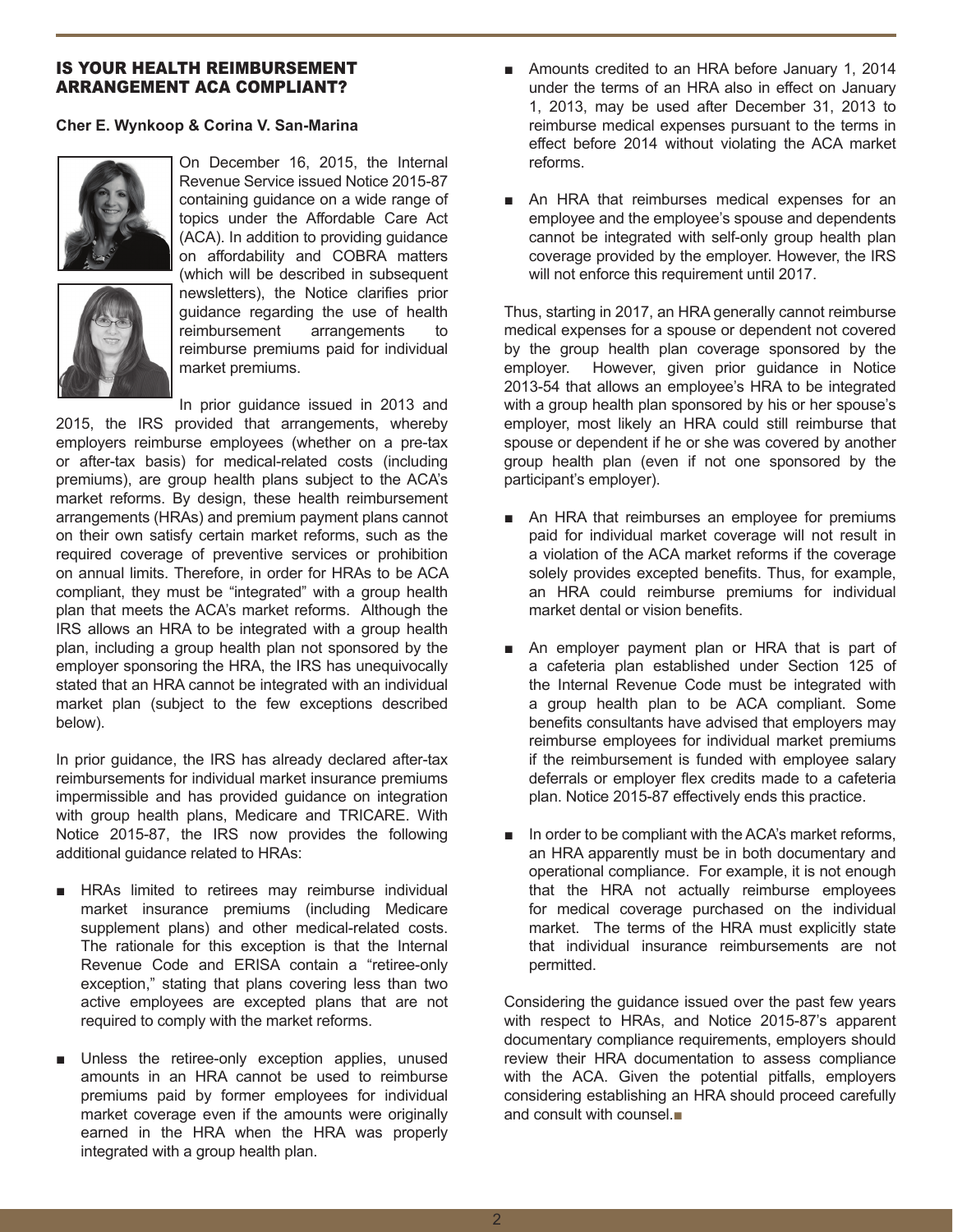## IS YOUR HEALTH REIMBURSEMENT ARRANGEMENT ACA COMPLIANT?

**Cher E. Wynkoop & Corina V. San-Marina**

On December 16, 2015, the Internal Revenue Service issued Notice 2015-87 containing guidance on a wide range of topics under the Affordable Care Act (ACA). In addition to providing guidance on affordability and COBRA matters (which will be described in subsequent newsletters), the Notice clarifies prior guidance regarding the use of health reimbursement arrangements to reimburse premiums paid for individual market premiums.

In prior guidance issued in 2013 and 2015, the IRS provided that arrangements, whereby employers reimburse employees (whether on a pre-tax or after-tax basis) for medical-related costs (including premiums), are group health plans subject to the ACA's market reforms. By design, these health reimbursement arrangements (HRAs) and premium payment plans cannot on their own satisfy certain market reforms, such as the required coverage of preventive services or prohibition on annual limits. Therefore, in order for HRAs to be ACA compliant, they must be "integrated" with a group health plan that meets the ACA's market reforms. Although the IRS allows an HRA to be integrated with a group health plan, including a group health plan not sponsored by the employer sponsoring the HRA, the IRS has unequivocally stated that an HRA cannot be integrated with an individual market plan (subject to the few exceptions described below).

In prior guidance, the IRS has already declared after-tax reimbursements for individual market insurance premiums impermissible and has provided guidance on integration with group health plans, Medicare and TRICARE. With Notice 2015-87, the IRS now provides the following additional guidance related to HRAs:

- HRAs limited to retirees may reimburse individual market insurance premiums (including Medicare supplement plans) and other medical-related costs. The rationale for this exception is that the Internal Revenue Code and ERISA contain a "retiree-only exception," stating that plans covering less than two active employees are excepted plans that are not required to comply with the market reforms.
- Unless the retiree-only exception applies, unused amounts in an HRA cannot be used to reimburse premiums paid by former employees for individual market coverage even if the amounts were originally earned in the HRA when the HRA was properly integrated with a group health plan.
- Amounts credited to an HRA before January 1, 2014 under the terms of an HRA also in effect on January 1, 2013, may be used after December 31, 2013 to reimburse medical expenses pursuant to the terms in effect before 2014 without violating the ACA market reforms.
- An HRA that reimburses medical expenses for an employee and the employee's spouse and dependents cannot be integrated with self-only group health plan coverage provided by the employer. However, the IRS will not enforce this requirement until 2017.

Thus, starting in 2017, an HRA generally cannot reimburse medical expenses for a spouse or dependent not covered by the group health plan coverage sponsored by the employer. However, given prior guidance in Notice 2013-54 that allows an employee's HRA to be integrated with a group health plan sponsored by his or her spouse's employer, most likely an HRA could still reimburse that spouse or dependent if he or she was covered by another group health plan (even if not one sponsored by the participant's employer).

- An HRA that reimburses an employee for premiums paid for individual market coverage will not result in a violation of the ACA market reforms if the coverage solely provides excepted benefits. Thus, for example, an HRA could reimburse premiums for individual market dental or vision benefits.
- An employer payment plan or HRA that is part of a cafeteria plan established under Section 125 of the Internal Revenue Code must be integrated with a group health plan to be ACA compliant. Some benefits consultants have advised that employers may reimburse employees for individual market premiums if the reimbursement is funded with employee salary deferrals or employer flex credits made to a cafeteria plan. Notice 2015-87 effectively ends this practice.
- In order to be compliant with the ACA's market reforms, an HRA apparently must be in both documentary and operational compliance. For example, it is not enough that the HRA not actually reimburse employees for medical coverage purchased on the individual market. The terms of the HRA must explicitly state that individual insurance reimbursements are not permitted.

Considering the guidance issued over the past few years with respect to HRAs, and Notice 2015-87's apparent documentary compliance requirements, employers should review their HRA documentation to assess compliance with the ACA. Given the potential pitfalls, employers considering establishing an HRA should proceed carefully and consult with counsel.■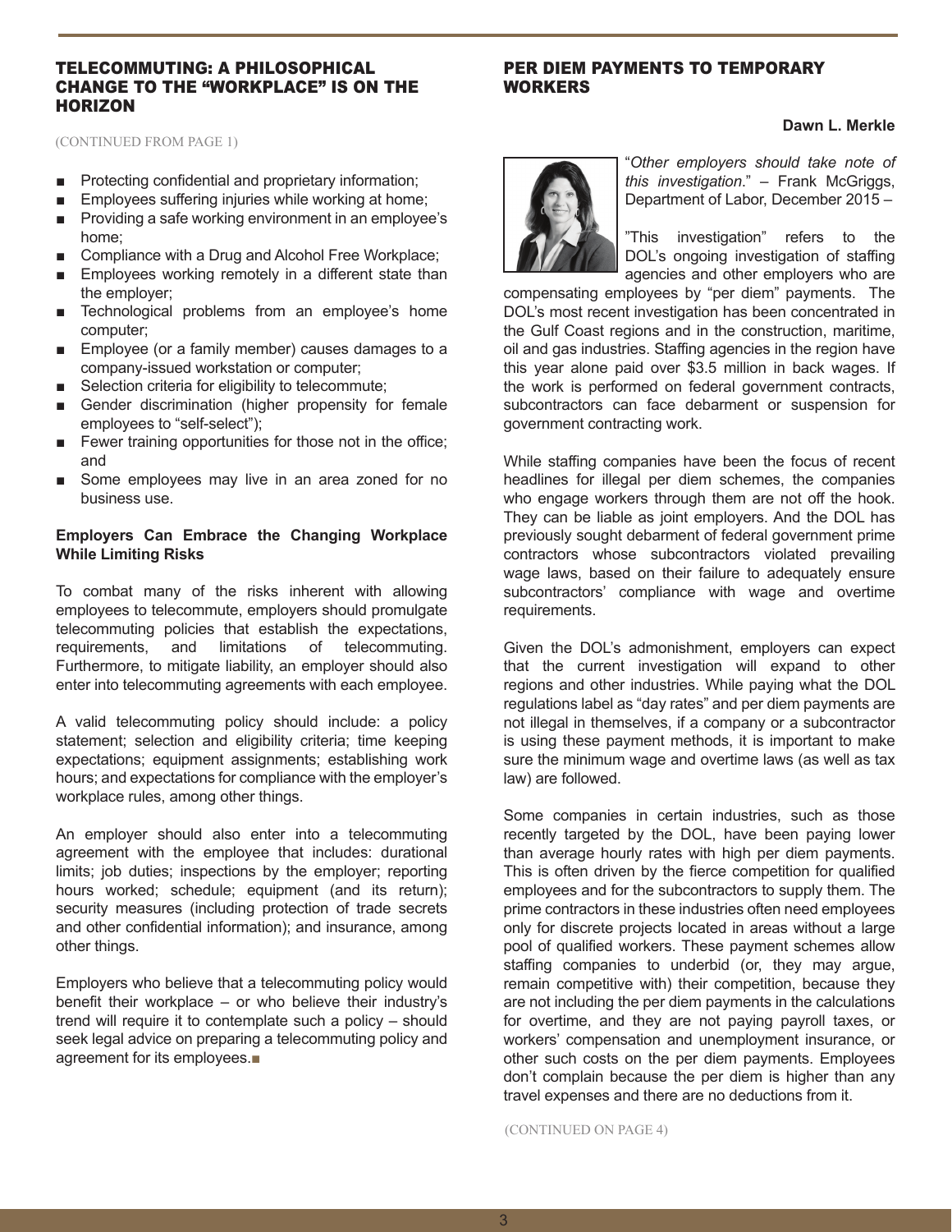## TELECOMMUTING: A PHILOSOPHICAL CHANGE TO THE "WORKPLACE" IS ON THE HORIZON

(CONTINUED FROM PAGE 1)

- Protecting confidential and proprietary information;
- Employees suffering injuries while working at home;
- Providing a safe working environment in an employee's home;
- Compliance with a Drug and Alcohol Free Workplace;
- Employees working remotely in a different state than the employer;
- Technological problems from an employee's home computer;
- Employee (or a family member) causes damages to a company-issued workstation or computer;
- Selection criteria for eligibility to telecommute;
- Gender discrimination (higher propensity for female employees to "self-select");
- Fewer training opportunities for those not in the office; and
- Some employees may live in an area zoned for no business use.

**Employers Can Embrace the Changing Workplace While Limiting Risks**

To combat many of the risks inherent with allowing employees to telecommute, employers should promulgate telecommuting policies that establish the expectations, requirements, and limitations of telecommuting. Furthermore, to mitigate liability, an employer should also enter into telecommuting agreements with each employee.

A valid telecommuting policy should include: a policy statement; selection and eligibility criteria; time keeping expectations; equipment assignments; establishing work hours; and expectations for compliance with the employer's workplace rules, among other things.

An employer should also enter into a telecommuting agreement with the employee that includes: durational limits; job duties; inspections by the employer; reporting hours worked; schedule; equipment (and its return); security measures (including protection of trade secrets and other confidential information); and insurance, among other things.

Employers who believe that a telecommuting policy would benefit their workplace – or who believe their industry's trend will require it to contemplate such a policy – should seek legal advice on preparing a telecommuting policy and agreement for its employees.■

## PER DIEM PAYMENTS TO TEMPORARY WORKERS

**Dawn L. Merkle**

"*Other employers should take note of this investigation*." – Frank McGriggs, Department of Labor, December 2015 –

"This investigation" refers to the DOL's ongoing investigation of staffing agencies and other employers who are compensating employees by "per diem" payments. The DOL's most recent investigation has been concentrated in the Gulf Coast regions and in the construction, maritime, oil and gas industries. Staffing agencies in the region have this year alone paid over $3.5 million in back wages. If the work is performed on federal government contracts, subcontractors can face debarment or suspension for government contracting work.

While staffing companies have been the focus of recent headlines for illegal per diem schemes, the companies who engage workers through them are not off the hook. They can be liable as joint employers. And the DOL has previously sought debarment of federal government prime contractors whose subcontractors violated prevailing wage laws, based on their failure to adequately ensure subcontractors' compliance with wage and overtime requirements.

Given the DOL's admonishment, employers can expect that the current investigation will expand to other regions and other industries. While paying what the DOL regulations label as "day rates" and per diem payments are not illegal in themselves, if a company or a subcontractor is using these payment methods, it is important to make sure the minimum wage and overtime laws (as well as tax law) are followed.

Some companies in certain industries, such as those recently targeted by the DOL, have been paying lower than average hourly rates with high per diem payments. This is often driven by the fierce competition for qualified employees and for the subcontractors to supply them. The prime contractors in these industries often need employees only for discrete projects located in areas without a large pool of qualified workers. These payment schemes allow staffing companies to underbid (or, they may argue, remain competitive with) their competition, because they are not including the per diem payments in the calculations for overtime, and they are not paying payroll taxes, or workers' compensation and unemployment insurance, or other such costs on the per diem payments. Employees don't complain because the per diem is higher than any travel expenses and there are no deductions from it.

(CONTINUED ON PAGE 4)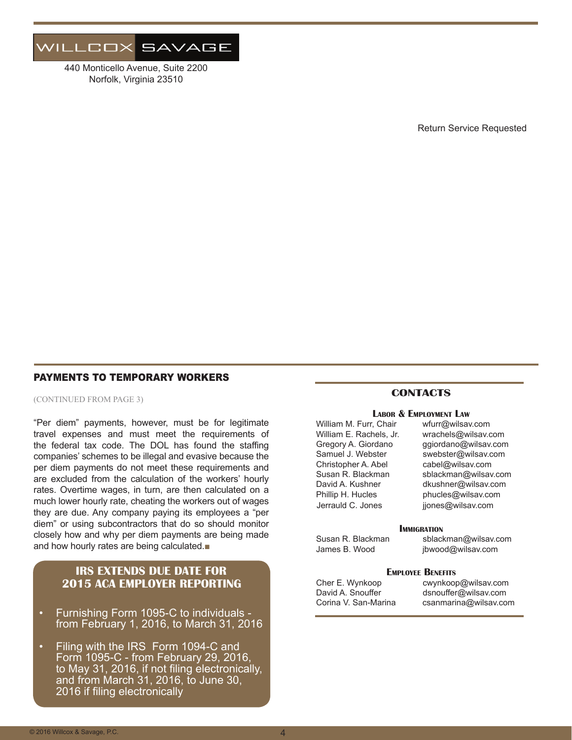WILLCOX SAVAGE

440 Monticello Avenue, Suite 2200
Norfolk, Virginia 23510

Return Service Requested

## PAYMENTS TO TEMPORARY WORKERS

(CONTINUED FROM PAGE 3)

“Per diem” payments, however, must be for legitimate travel expenses and must meet the requirements of the federal tax code. The DOL has found the staffing companies’ schemes to be illegal and evasive because the per diem payments do not meet these requirements and are excluded from the calculation of the workers’ hourly rates. Overtime wages, in turn, are then calculated on a much lower hourly rate, cheating the workers out of wages they are due. Any company paying its employees a “per diem” or using subcontractors that do so should monitor closely how and why per diem payments are being made and how hourly rates are being calculated.■

## IRS EXTENDS DUE DATE FOR 2015 ACA EMPLOYER REPORTING

- Furnishing Form 1095-C to individuals - from February 1, 2016, to March 31, 2016
- Filing with the IRS Form 1094-C and Form 1095-C - from February 29, 2016, to May 31, 2016, if not filing electronically, and from March 31, 2016, to June 30, 2016 if filing electronically

## CONTACTS

### Labor & Employment Law

| | |
|---|---|
| William M. Furr, Chair | wfurr@wilsav.com |
| William E. Rachels, Jr. | wrachels@wilsav.com |
| Gregory A. Giordano | ggiordano@wilsav.com |
| Samuel J. Webster | swebster@wilsav.com |
| Christopher A. Abel | cabel@wilsav.com |
| Susan R. Blackman | sblackman@wilsav.com |
| David A. Kushner | dkushner@wilsav.com |
| Phillip H. Hucles | phucles@wilsav.com |
| Jerrauld C. Jones | jjones@wilsav.com |

### Immigration

| | |
|---|---|
| Susan R. Blackman | sblackman@wilsav.com |
| James B. Wood | jbwood@wilsav.com |

### Employee Benefits

| | |
|---|---|
| Cher E. Wynkoop | cwynkoop@wilsav.com |
| David A. Snouffer | dsnouffer@wilsav.com |
| Corina V. San-Marina | csanmarina@wilsav.com |

© 2016 Willcox & Savage, P.C.